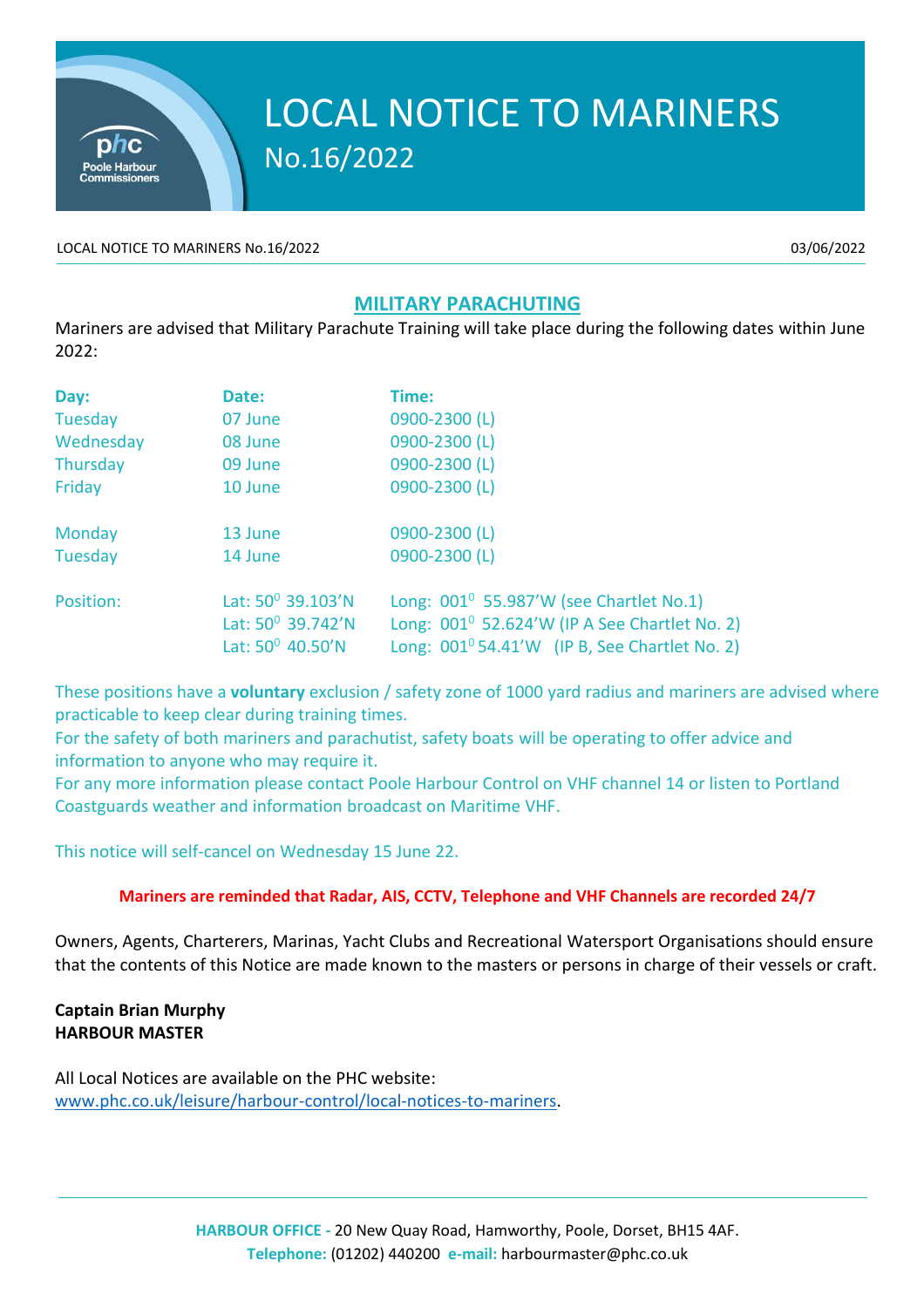# LOCAL NOTICE TO MARINERS
## No.16/2022

LOCAL NOTICE TO MARINERS No.16/2022 03/06/2022

## MILITARY PARACHUTING

Mariners are advised that Military Parachute Training will take place during the following dates within June 2022:

| Day: | Date: | Time: |
|---|---|---|
| Tuesday | 07 June | 0900-2300 (L) |
| Wednesday | 08 June | 0900-2300 (L) |
| Thursday | 09 June | 0900-2300 (L) |
| Friday | 10 June | 0900-2300 (L) |
| Monday | 13 June | 0900-2300 (L) |
| Tuesday | 14 June | 0900-2300 (L) |
| Position: | Lat: $50^0$ 39.103'N | Long: $001^0$ 55.987'W (see Chartlet No.1) |
| | Lat: $50^0$ 39.742'N | Long: $001^0$ 52.624'W (IP A See Chartlet No. 2) |
| | Lat: $50^0$ 40.50'N | Long: $001^0$ 54.41'W (IP B, See Chartlet No. 2) |

These positions have a **voluntary** exclusion / safety zone of 1000 yard radius and mariners are advised where practicable to keep clear during training times.

For the safety of both mariners and parachutist, safety boats will be operating to offer advice and information to anyone who may require it.

For any more information please contact Poole Harbour Control on VHF channel 14 or listen to Portland Coastguards weather and information broadcast on Maritime VHF.

This notice will self-cancel on Wednesday 15 June 22.

**Mariners are reminded that Radar, AIS, CCTV, Telephone and VHF Channels are recorded 24/7**

Owners, Agents, Charterers, Marinas, Yacht Clubs and Recreational Watersport Organisations should ensure that the contents of this Notice are made known to the masters or persons in charge of their vessels or craft.

**Captain Brian Murphy**
**HARBOUR MASTER**

All Local Notices are available on the PHC website:
www.phc.co.uk/leisure/harbour-control/local-notices-to-mariners.

**HARBOUR OFFICE -** 20 New Quay Road, Hamworthy, Poole, Dorset, BH15 4AF.
**Telephone:** (01202) 440200 **e-mail:** harbourmaster@phc.co.uk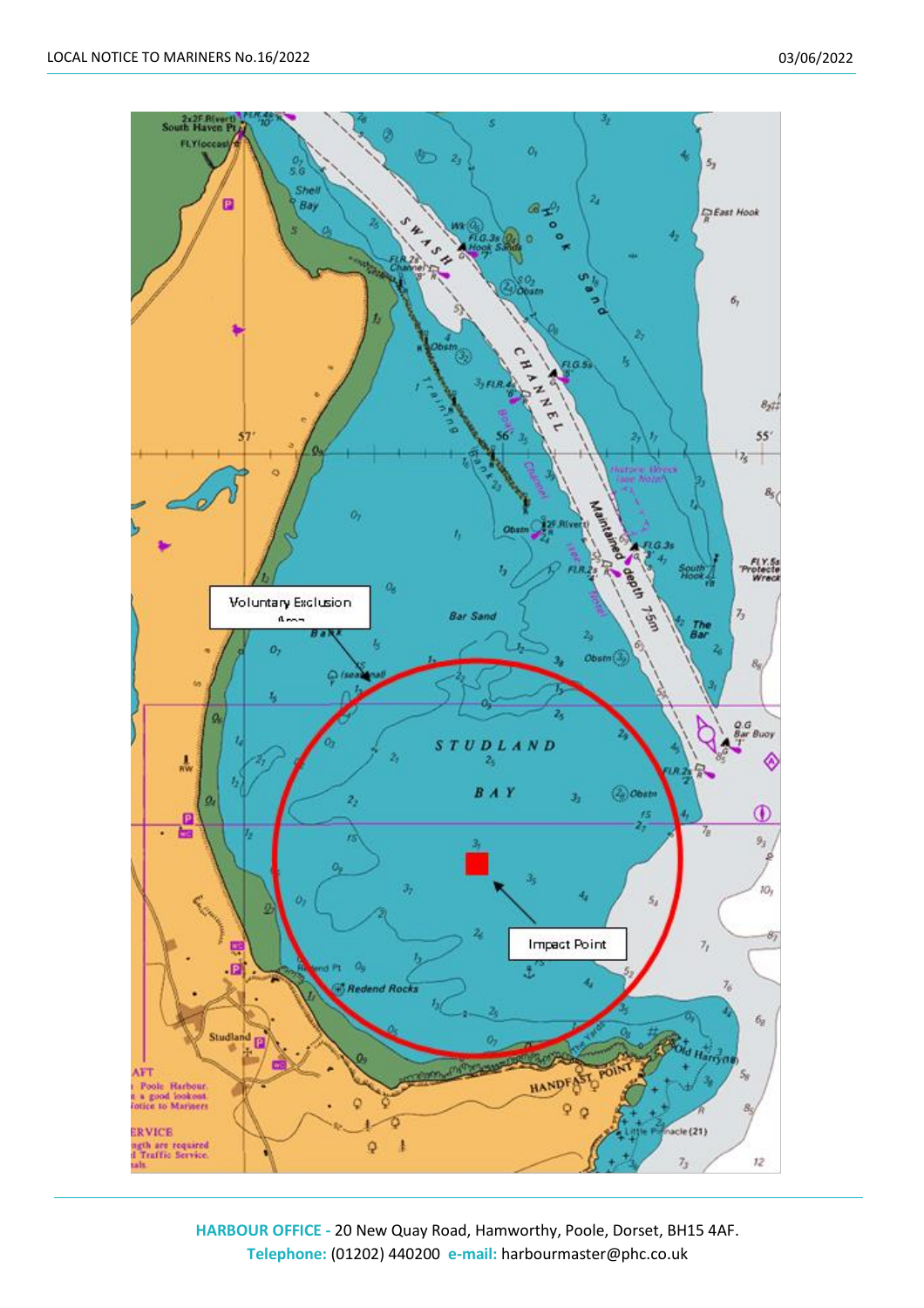Voluntary Exclusion Area

Impact Point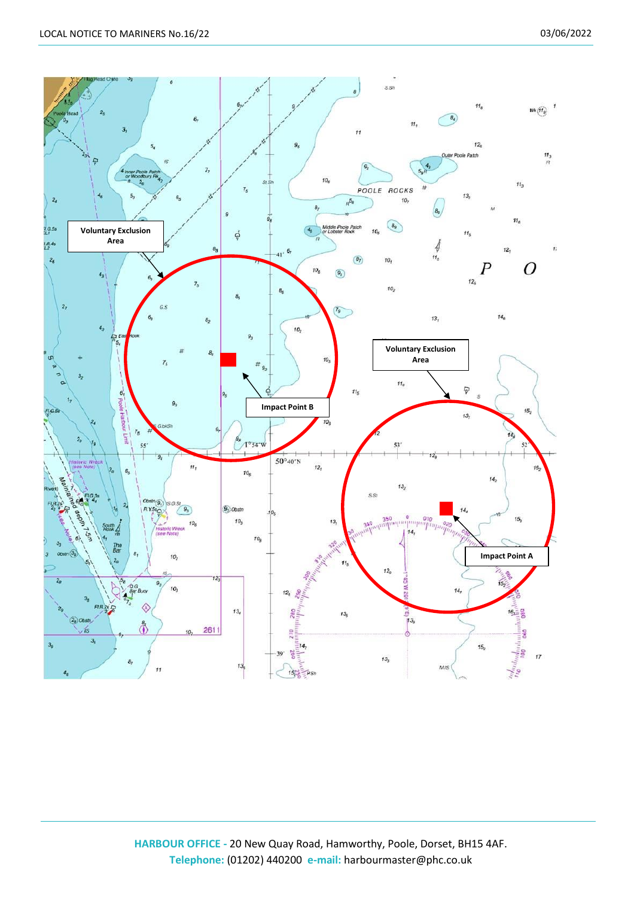Voluntary Exclusion Area

Impact Point B

Voluntary Exclusion Area

Impact Point A